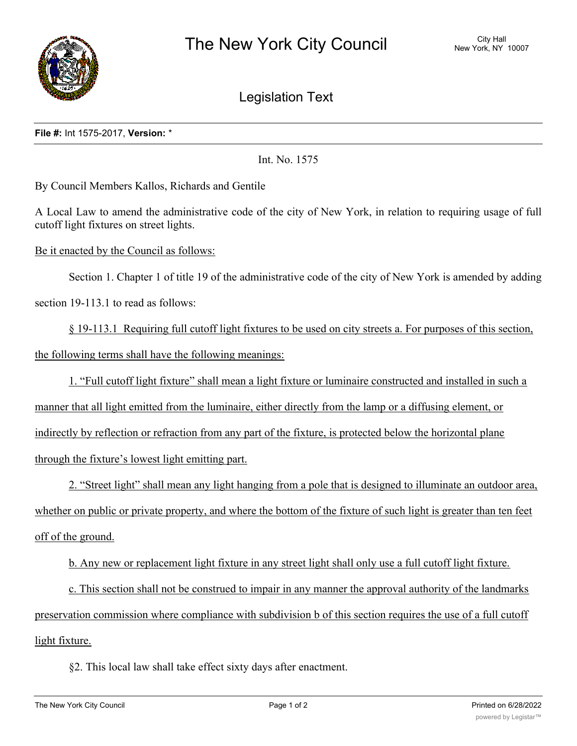# The New York City Council

City Hall
New York, NY 10007

## Legislation Text

**File #:** Int 1575-2017, **Version:** *

Int. No. 1575

By Council Members Kallos, Richards and Gentile

A Local Law to amend the administrative code of the city of New York, in relation to requiring usage of full cutoff light fixtures on street lights.

Be it enacted by the Council as follows:

Section 1. Chapter 1 of title 19 of the administrative code of the city of New York is amended by adding section 19-113.1 to read as follows:

§ 19-113.1 Requiring full cutoff light fixtures to be used on city streets a. For purposes of this section, the following terms shall have the following meanings:

1. "Full cutoff light fixture" shall mean a light fixture or luminaire constructed and installed in such a manner that all light emitted from the luminaire, either directly from the lamp or a diffusing element, or indirectly by reflection or refraction from any part of the fixture, is protected below the horizontal plane through the fixture's lowest light emitting part.

2. "Street light" shall mean any light hanging from a pole that is designed to illuminate an outdoor area, whether on public or private property, and where the bottom of the fixture of such light is greater than ten feet off of the ground.

b. Any new or replacement light fixture in any street light shall only use a full cutoff light fixture.

c. This section shall not be construed to impair in any manner the approval authority of the landmarks preservation commission where compliance with subdivision b of this section requires the use of a full cutoff light fixture.

§2. This local law shall take effect sixty days after enactment.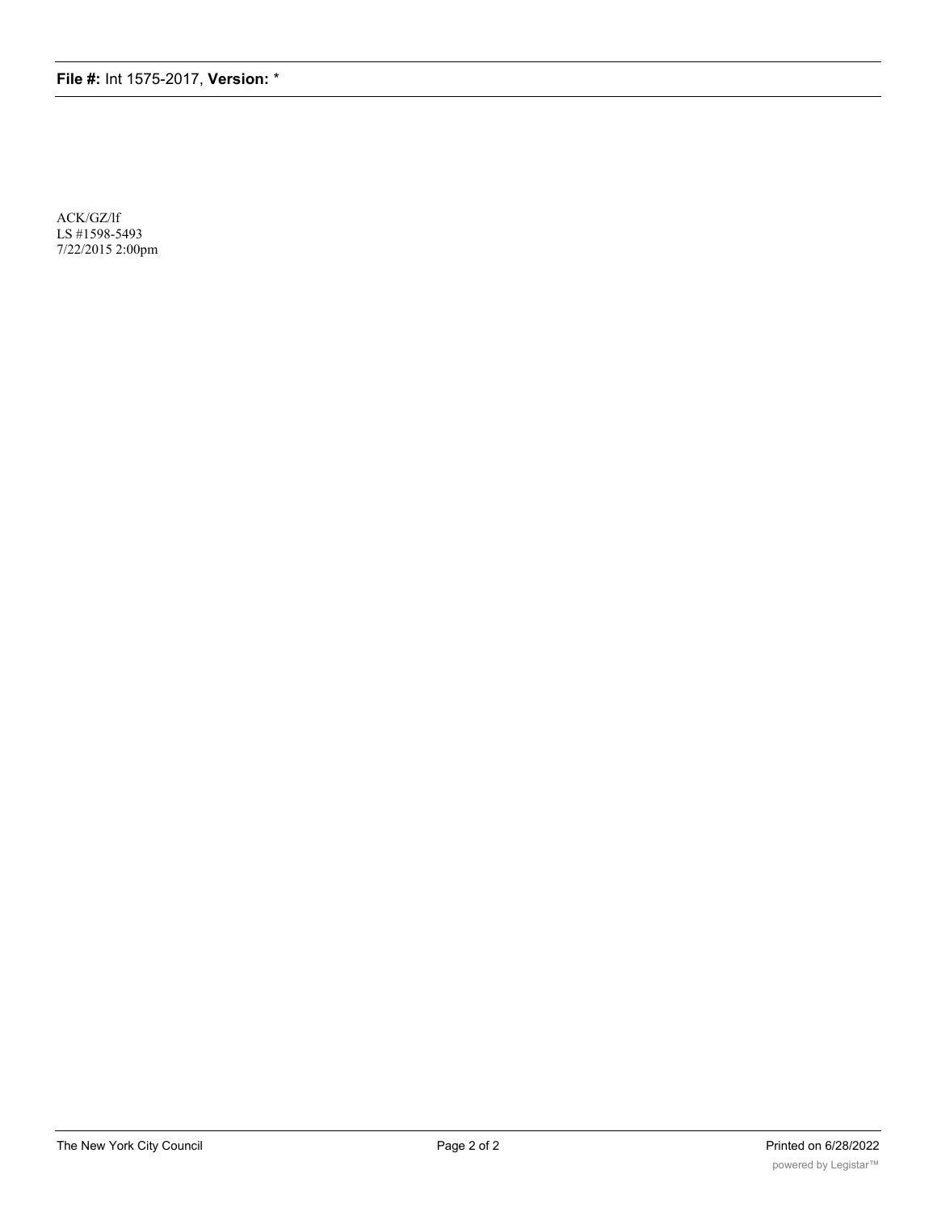ACK/GZ/lf
LS #1598-5493
7/22/2015 2:00pm